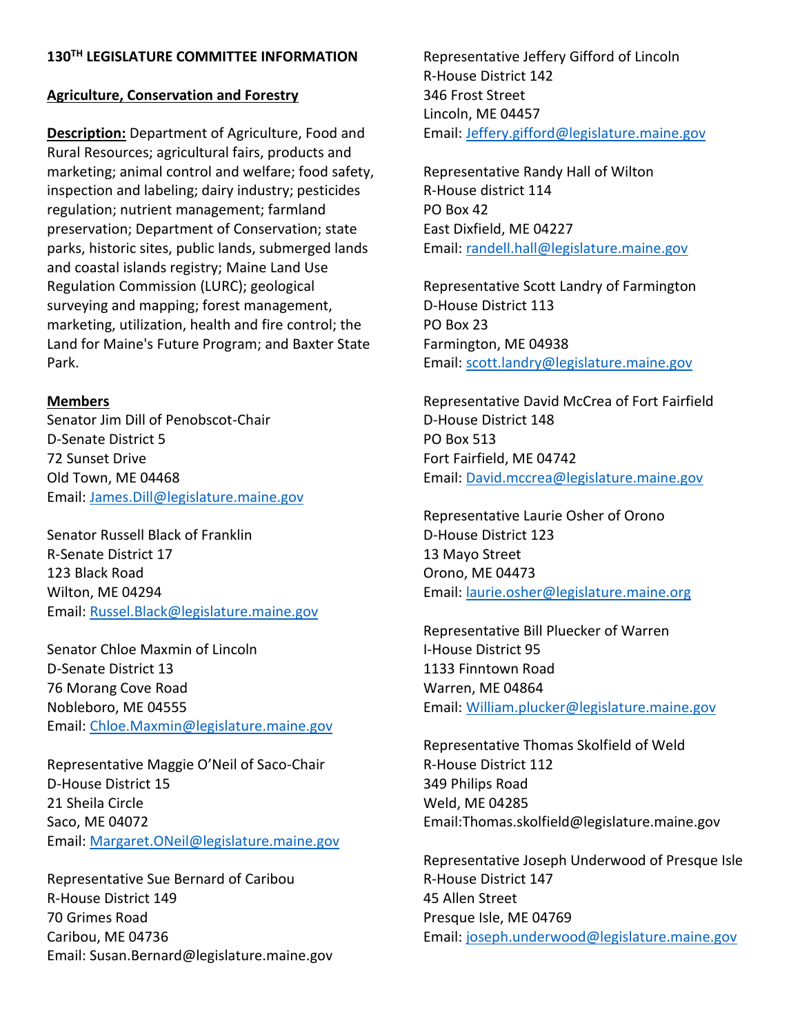**130[TH] LEGISLATURE COMMITTEE INFORMATION**

**Agriculture, Conservation and Forestry**

**Description:** Department of Agriculture, Food and Rural Resources; agricultural fairs, products and marketing; animal control and welfare; food safety, inspection and labeling; dairy industry; pesticides regulation; nutrient management; farmland preservation; Department of Conservation; state parks, historic sites, public lands, submerged lands and coastal islands registry; Maine Land Use Regulation Commission (LURC); geological surveying and mapping; forest management, marketing, utilization, health and fire control; the Land for Maine's Future Program; and Baxter State Park.

**Members**

Senator Jim Dill of Penobscot-Chair
D-Senate District 5
72 Sunset Drive
Old Town, ME 04468
Email: James.Dill@legislature.maine.gov

Senator Russell Black of Franklin
R-Senate District 17
123 Black Road
Wilton, ME 04294
Email: Russel.Black@legislature.maine.gov

Senator Chloe Maxmin of Lincoln
D-Senate District 13
76 Morang Cove Road
Nobleboro, ME 04555
Email: Chloe.Maxmin@legislature.maine.gov

Representative Maggie O'Neil of Saco-Chair
D-House District 15
21 Sheila Circle
Saco, ME 04072
Email: Margaret.ONeil@legislature.maine.gov

Representative Sue Bernard of Caribou
R-House District 149
70 Grimes Road
Caribou, ME 04736
Email: Susan.Bernard@legislature.maine.gov

Representative Jeffery Gifford of Lincoln
R-House District 142
346 Frost Street
Lincoln, ME 04457
Email: Jeffery.gifford@legislature.maine.gov

Representative Randy Hall of Wilton
R-House district 114
PO Box 42
East Dixfield, ME 04227
Email: randell.hall@legislature.maine.gov

Representative Scott Landry of Farmington
D-House District 113
PO Box 23
Farmington, ME 04938
Email: scott.landry@legislature.maine.gov

Representative David McCrea of Fort Fairfield
D-House District 148
PO Box 513
Fort Fairfield, ME 04742
Email: David.mccrea@legislature.maine.gov

Representative Laurie Osher of Orono
D-House District 123
13 Mayo Street
Orono, ME 04473
Email: laurie.osher@legislature.maine.org

Representative Bill Pluecker of Warren
I-House District 95
1133 Finntown Road
Warren, ME 04864
Email: William.plucker@legislature.maine.gov

Representative Thomas Skolfield of Weld
R-House District 112
349 Philips Road
Weld, ME 04285
Email:Thomas.skolfield@legislature.maine.gov

Representative Joseph Underwood of Presque Isle
R-House District 147
45 Allen Street
Presque Isle, ME 04769
Email: joseph.underwood@legislature.maine.gov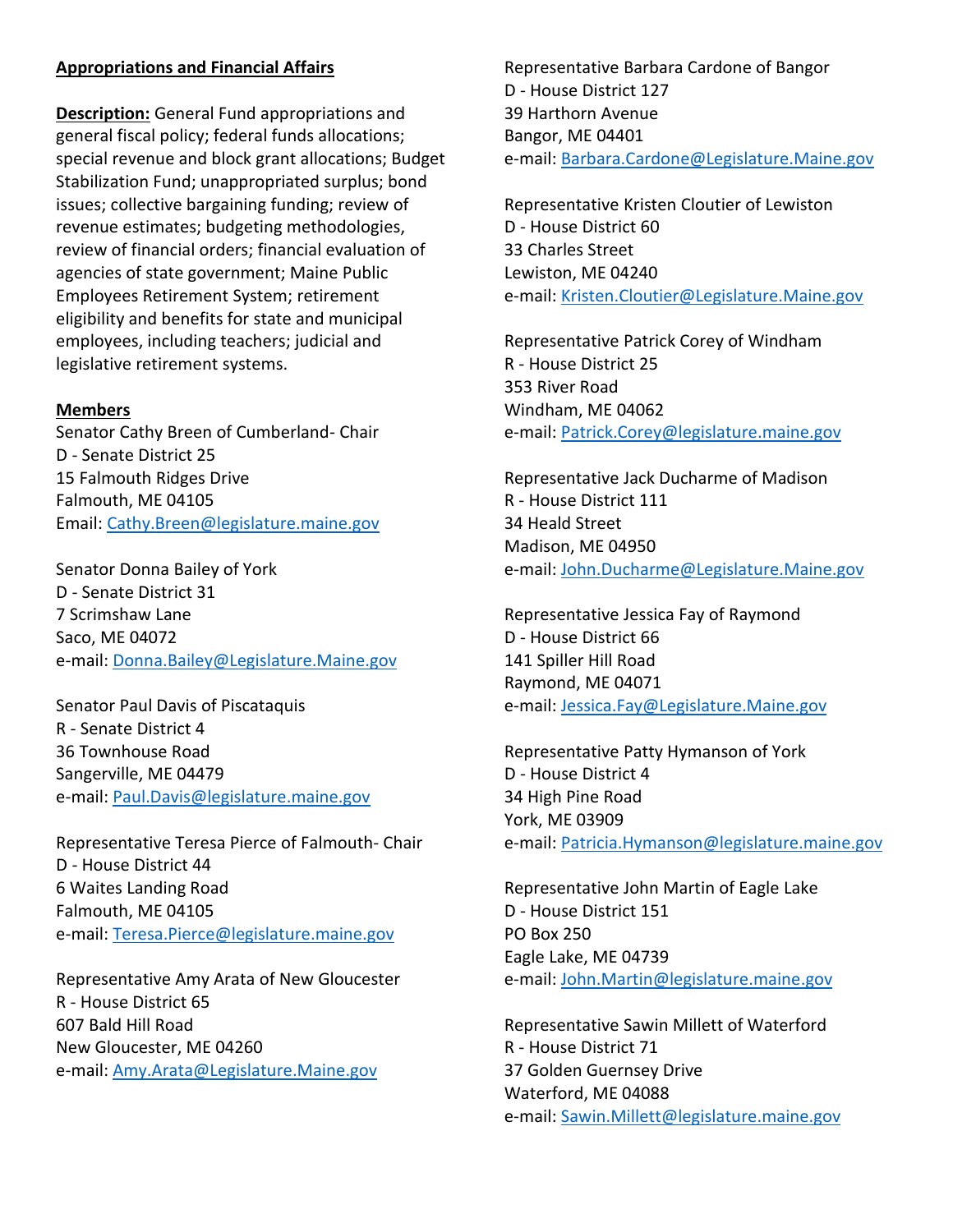## Appropriations and Financial Affairs

**Description:** General Fund appropriations and general fiscal policy; federal funds allocations; special revenue and block grant allocations; Budget Stabilization Fund; unappropriated surplus; bond issues; collective bargaining funding; review of revenue estimates; budgeting methodologies, review of financial orders; financial evaluation of agencies of state government; Maine Public Employees Retirement System; retirement eligibility and benefits for state and municipal employees, including teachers; judicial and legislative retirement systems.

**Members**

Senator Cathy Breen of Cumberland- Chair
D - Senate District 25
15 Falmouth Ridges Drive
Falmouth, ME 04105
Email: Cathy.Breen@legislature.maine.gov

Senator Donna Bailey of York
D - Senate District 31
7 Scrimshaw Lane
Saco, ME 04072
e-mail: Donna.Bailey@Legislature.Maine.gov

Senator Paul Davis of Piscataquis
R - Senate District 4
36 Townhouse Road
Sangerville, ME 04479
e-mail: Paul.Davis@legislature.maine.gov

Representative Teresa Pierce of Falmouth- Chair
D - House District 44
6 Waites Landing Road
Falmouth, ME 04105
e-mail: Teresa.Pierce@legislature.maine.gov

Representative Amy Arata of New Gloucester
R - House District 65
607 Bald Hill Road
New Gloucester, ME 04260
e-mail: Amy.Arata@Legislature.Maine.gov

Representative Barbara Cardone of Bangor
D - House District 127
39 Harthorn Avenue
Bangor, ME 04401
e-mail: Barbara.Cardone@Legislature.Maine.gov

Representative Kristen Cloutier of Lewiston
D - House District 60
33 Charles Street
Lewiston, ME 04240
e-mail: Kristen.Cloutier@Legislature.Maine.gov

Representative Patrick Corey of Windham
R - House District 25
353 River Road
Windham, ME 04062
e-mail: Patrick.Corey@legislature.maine.gov

Representative Jack Ducharme of Madison
R - House District 111
34 Heald Street
Madison, ME 04950
e-mail: John.Ducharme@Legislature.Maine.gov

Representative Jessica Fay of Raymond
D - House District 66
141 Spiller Hill Road
Raymond, ME 04071
e-mail: Jessica.Fay@Legislature.Maine.gov

Representative Patty Hymanson of York
D - House District 4
34 High Pine Road
York, ME 03909
e-mail: Patricia.Hymanson@legislature.maine.gov

Representative John Martin of Eagle Lake
D - House District 151
PO Box 250
Eagle Lake, ME 04739
e-mail: John.Martin@legislature.maine.gov

Representative Sawin Millett of Waterford
R - House District 71
37 Golden Guernsey Drive
Waterford, ME 04088
e-mail: Sawin.Millett@legislature.maine.gov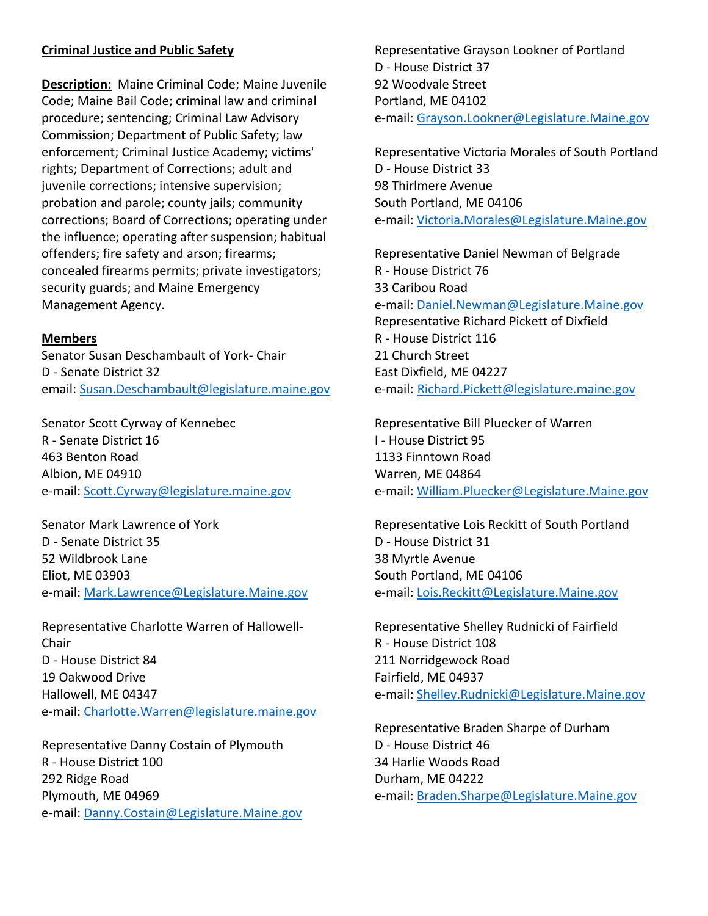**Criminal Justice and Public Safety**

**Description:** Maine Criminal Code; Maine Juvenile Code; Maine Bail Code; criminal law and criminal procedure; sentencing; Criminal Law Advisory Commission; Department of Public Safety; law enforcement; Criminal Justice Academy; victims' rights; Department of Corrections; adult and juvenile corrections; intensive supervision; probation and parole; county jails; community corrections; Board of Corrections; operating under the influence; operating after suspension; habitual offenders; fire safety and arson; firearms; concealed firearms permits; private investigators; security guards; and Maine Emergency Management Agency.

**Members**

Senator Susan Deschambault of York- Chair
D - Senate District 32
email: Susan.Deschambault@legislature.maine.gov

Senator Scott Cyrway of Kennebec
R - Senate District 16
463 Benton Road
Albion, ME 04910
e-mail: Scott.Cyrway@legislature.maine.gov

Senator Mark Lawrence of York
D - Senate District 35
52 Wildbrook Lane
Eliot, ME 03903
e-mail: Mark.Lawrence@Legislature.Maine.gov

Representative Charlotte Warren of Hallowell-Chair
D - House District 84
19 Oakwood Drive
Hallowell, ME 04347
e-mail: Charlotte.Warren@legislature.maine.gov

Representative Danny Costain of Plymouth
R - House District 100
292 Ridge Road
Plymouth, ME 04969
e-mail: Danny.Costain@Legislature.Maine.gov

Representative Grayson Lookner of Portland
D - House District 37
92 Woodvale Street
Portland, ME 04102
e-mail: Grayson.Lookner@Legislature.Maine.gov

Representative Victoria Morales of South Portland
D - House District 33
98 Thirlmere Avenue
South Portland, ME 04106
e-mail: Victoria.Morales@Legislature.Maine.gov

Representative Daniel Newman of Belgrade
R - House District 76
33 Caribou Road
e-mail: Daniel.Newman@Legislature.Maine.gov

Representative Richard Pickett of Dixfield
R - House District 116
21 Church Street
East Dixfield, ME 04227
e-mail: Richard.Pickett@legislature.maine.gov

Representative Bill Pluecker of Warren
I - House District 95
1133 Finntown Road
Warren, ME 04864
e-mail: William.Pluecker@Legislature.Maine.gov

Representative Lois Reckitt of South Portland
D - House District 31
38 Myrtle Avenue
South Portland, ME 04106
e-mail: Lois.Reckitt@Legislature.Maine.gov

Representative Shelley Rudnicki of Fairfield
R - House District 108
211 Norridgewock Road
Fairfield, ME 04937
e-mail: Shelley.Rudnicki@Legislature.Maine.gov

Representative Braden Sharpe of Durham
D - House District 46
34 Harlie Woods Road
Durham, ME 04222
e-mail: Braden.Sharpe@Legislature.Maine.gov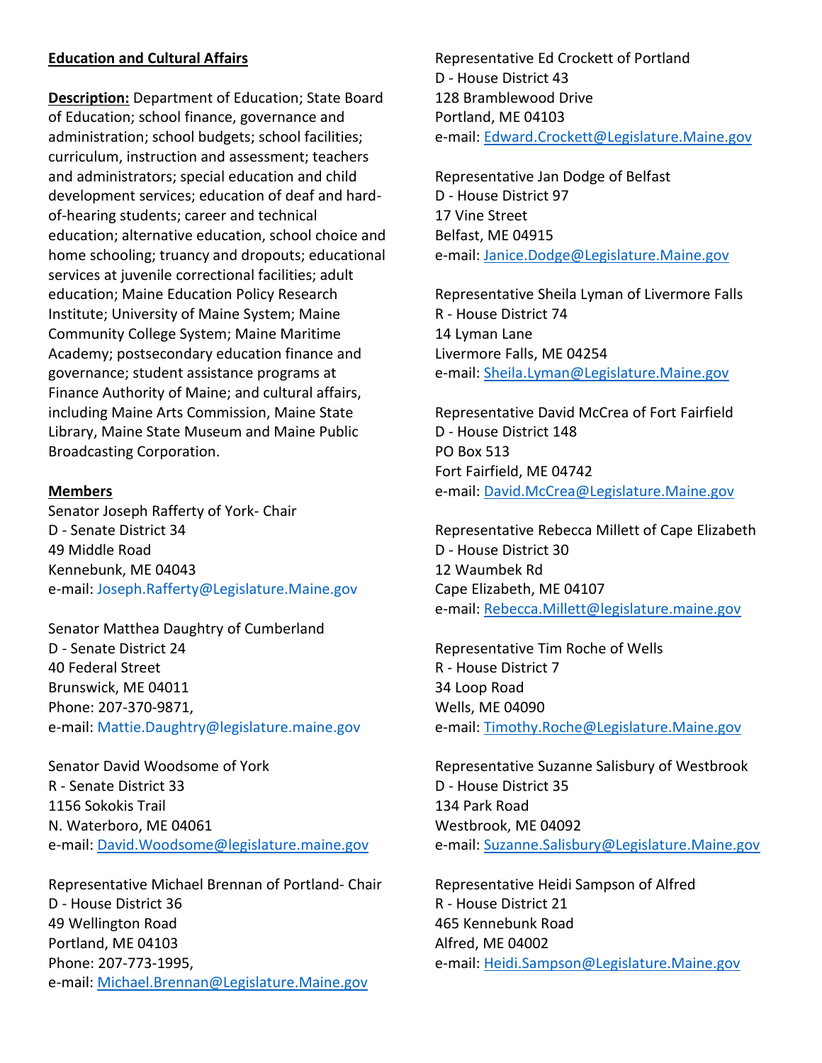**Education and Cultural Affairs**

**Description:** Department of Education; State Board of Education; school finance, governance and administration; school budgets; school facilities; curriculum, instruction and assessment; teachers and administrators; special education and child development services; education of deaf and hard-of-hearing students; career and technical education; alternative education, school choice and home schooling; truancy and dropouts; educational services at juvenile correctional facilities; adult education; Maine Education Policy Research Institute; University of Maine System; Maine Community College System; Maine Maritime Academy; postsecondary education finance and governance; student assistance programs at Finance Authority of Maine; and cultural affairs, including Maine Arts Commission, Maine State Library, Maine State Museum and Maine Public Broadcasting Corporation.

**Members**

Senator Joseph Rafferty of York- Chair
D - Senate District 34
49 Middle Road
Kennebunk, ME 04043
e-mail: Joseph.Rafferty@Legislature.Maine.gov

Senator Matthea Daughtry of Cumberland
D - Senate District 24
40 Federal Street
Brunswick, ME 04011
Phone: 207-370-9871,
e-mail: Mattie.Daughtry@legislature.maine.gov

Senator David Woodsome of York
R - Senate District 33
1156 Sokokis Trail
N. Waterboro, ME 04061
e-mail: David.Woodsome@legislature.maine.gov

Representative Michael Brennan of Portland- Chair
D - House District 36
49 Wellington Road
Portland, ME 04103
Phone: 207-773-1995,
e-mail: Michael.Brennan@Legislature.Maine.gov

Representative Ed Crockett of Portland
D - House District 43
128 Bramblewood Drive
Portland, ME 04103
e-mail: Edward.Crockett@Legislature.Maine.gov

Representative Jan Dodge of Belfast
D - House District 97
17 Vine Street
Belfast, ME 04915
e-mail: Janice.Dodge@Legislature.Maine.gov

Representative Sheila Lyman of Livermore Falls
R - House District 74
14 Lyman Lane
Livermore Falls, ME 04254
e-mail: Sheila.Lyman@Legislature.Maine.gov

Representative David McCrea of Fort Fairfield
D - House District 148
PO Box 513
Fort Fairfield, ME 04742
e-mail: David.McCrea@Legislature.Maine.gov

Representative Rebecca Millett of Cape Elizabeth
D - House District 30
12 Waumbek Rd
Cape Elizabeth, ME 04107
e-mail: Rebecca.Millett@legislature.maine.gov

Representative Tim Roche of Wells
R - House District 7
34 Loop Road
Wells, ME 04090
e-mail: Timothy.Roche@Legislature.Maine.gov

Representative Suzanne Salisbury of Westbrook
D - House District 35
134 Park Road
Westbrook, ME 04092
e-mail: Suzanne.Salisbury@Legislature.Maine.gov

Representative Heidi Sampson of Alfred
R - House District 21
465 Kennebunk Road
Alfred, ME 04002
e-mail: Heidi.Sampson@Legislature.Maine.gov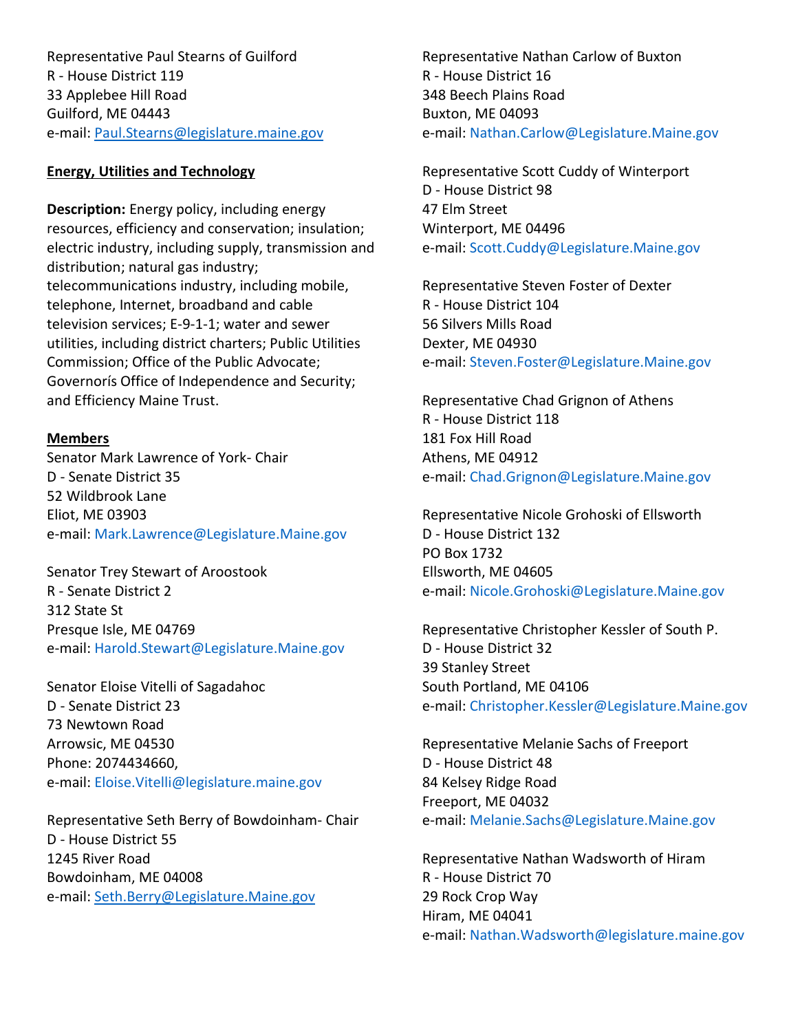Representative Paul Stearns of Guilford
R - House District 119
33 Applebee Hill Road
Guilford, ME 04443
e-mail: Paul.Stearns@legislature.maine.gov

**Energy, Utilities and Technology**

**Description:** Energy policy, including energy resources, efficiency and conservation; insulation; electric industry, including supply, transmission and distribution; natural gas industry; telecommunications industry, including mobile, telephone, Internet, broadband and cable television services; E-9-1-1; water and sewer utilities, including district charters; Public Utilities Commission; Office of the Public Advocate; Governorís Office of Independence and Security; and Efficiency Maine Trust.

**Members**

Senator Mark Lawrence of York- Chair
D - Senate District 35
52 Wildbrook Lane
Eliot, ME 03903
e-mail: Mark.Lawrence@Legislature.Maine.gov

Senator Trey Stewart of Aroostook
R - Senate District 2
312 State St
Presque Isle, ME 04769
e-mail: Harold.Stewart@Legislature.Maine.gov

Senator Eloise Vitelli of Sagadahoc
D - Senate District 23
73 Newtown Road
Arrowsic, ME 04530
Phone: 2074434660,
e-mail: Eloise.Vitelli@legislature.maine.gov

Representative Seth Berry of Bowdoinham- Chair
D - House District 55
1245 River Road
Bowdoinham, ME 04008
e-mail: Seth.Berry@Legislature.Maine.gov

Representative Nathan Carlow of Buxton
R - House District 16
348 Beech Plains Road
Buxton, ME 04093
e-mail: Nathan.Carlow@Legislature.Maine.gov

Representative Scott Cuddy of Winterport
D - House District 98
47 Elm Street
Winterport, ME 04496
e-mail: Scott.Cuddy@Legislature.Maine.gov

Representative Steven Foster of Dexter
R - House District 104
56 Silvers Mills Road
Dexter, ME 04930
e-mail: Steven.Foster@Legislature.Maine.gov

Representative Chad Grignon of Athens
R - House District 118
181 Fox Hill Road
Athens, ME 04912
e-mail: Chad.Grignon@Legislature.Maine.gov

Representative Nicole Grohoski of Ellsworth
D - House District 132
PO Box 1732
Ellsworth, ME 04605
e-mail: Nicole.Grohoski@Legislature.Maine.gov

Representative Christopher Kessler of South P.
D - House District 32
39 Stanley Street
South Portland, ME 04106
e-mail: Christopher.Kessler@Legislature.Maine.gov

Representative Melanie Sachs of Freeport
D - House District 48
84 Kelsey Ridge Road
Freeport, ME 04032
e-mail: Melanie.Sachs@Legislature.Maine.gov

Representative Nathan Wadsworth of Hiram
R - House District 70
29 Rock Crop Way
Hiram, ME 04041
e-mail: Nathan.Wadsworth@legislature.maine.gov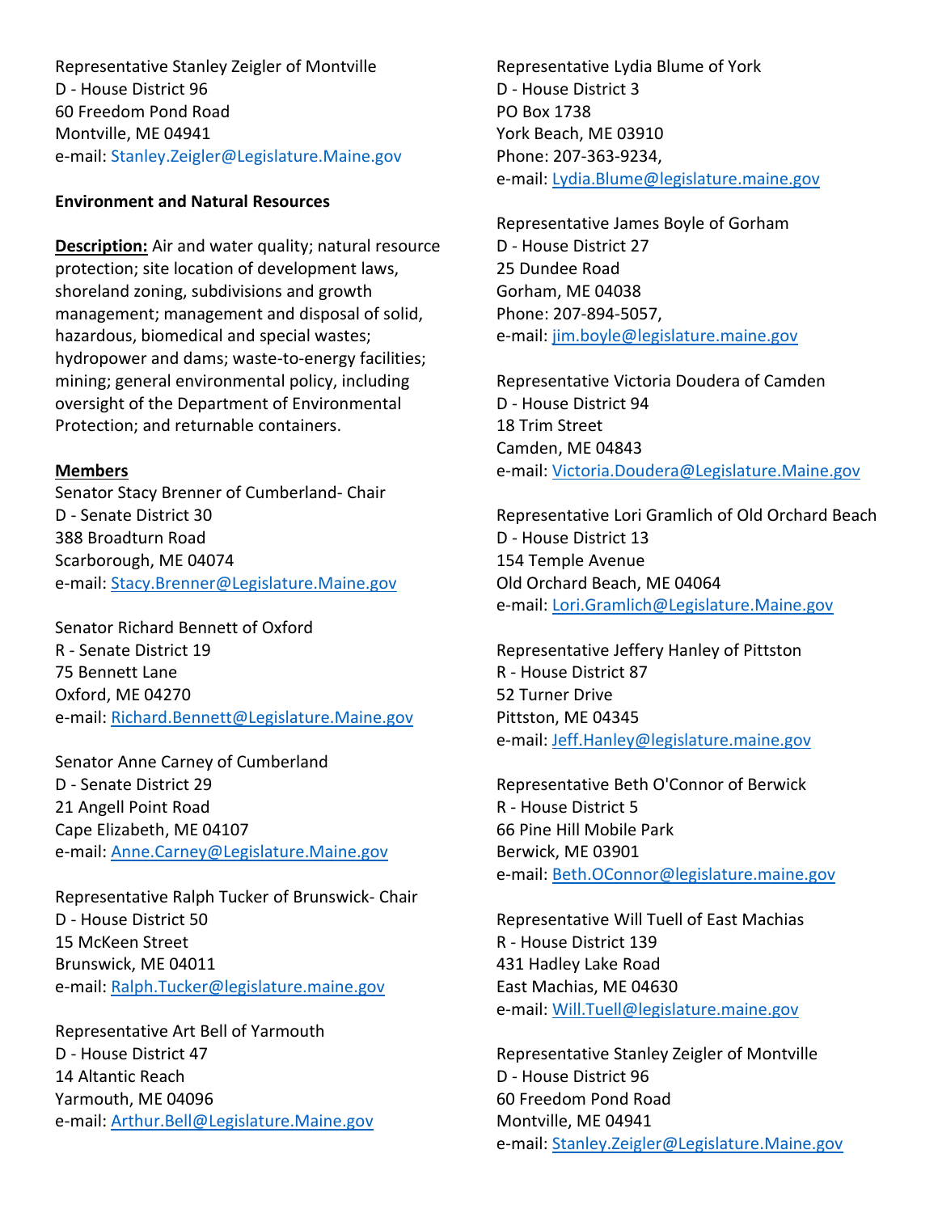Representative Stanley Zeigler of Montville
D - House District 96
60 Freedom Pond Road
Montville, ME 04941
e-mail: Stanley.Zeigler@Legislature.Maine.gov

**Environment and Natural Resources**

**Description:** Air and water quality; natural resource protection; site location of development laws, shoreland zoning, subdivisions and growth management; management and disposal of solid, hazardous, biomedical and special wastes; hydropower and dams; waste-to-energy facilities; mining; general environmental policy, including oversight of the Department of Environmental Protection; and returnable containers.

**Members**

Senator Stacy Brenner of Cumberland- Chair
D - Senate District 30
388 Broadturn Road
Scarborough, ME 04074
e-mail: Stacy.Brenner@Legislature.Maine.gov

Senator Richard Bennett of Oxford
R - Senate District 19
75 Bennett Lane
Oxford, ME 04270
e-mail: Richard.Bennett@Legislature.Maine.gov

Senator Anne Carney of Cumberland
D - Senate District 29
21 Angell Point Road
Cape Elizabeth, ME 04107
e-mail: Anne.Carney@Legislature.Maine.gov

Representative Ralph Tucker of Brunswick- Chair
D - House District 50
15 McKeen Street
Brunswick, ME 04011
e-mail: Ralph.Tucker@legislature.maine.gov

Representative Art Bell of Yarmouth
D - House District 47
14 Altantic Reach
Yarmouth, ME 04096
e-mail: Arthur.Bell@Legislature.Maine.gov

Representative Lydia Blume of York
D - House District 3
PO Box 1738
York Beach, ME 03910
Phone: 207-363-9234,
e-mail: Lydia.Blume@legislature.maine.gov

Representative James Boyle of Gorham
D - House District 27
25 Dundee Road
Gorham, ME 04038
Phone: 207-894-5057,
e-mail: jim.boyle@legislature.maine.gov

Representative Victoria Doudera of Camden
D - House District 94
18 Trim Street
Camden, ME 04843
e-mail: Victoria.Doudera@Legislature.Maine.gov

Representative Lori Gramlich of Old Orchard Beach
D - House District 13
154 Temple Avenue
Old Orchard Beach, ME 04064
e-mail: Lori.Gramlich@Legislature.Maine.gov

Representative Jeffery Hanley of Pittston
R - House District 87
52 Turner Drive
Pittston, ME 04345
e-mail: Jeff.Hanley@legislature.maine.gov

Representative Beth O'Connor of Berwick
R - House District 5
66 Pine Hill Mobile Park
Berwick, ME 03901
e-mail: Beth.OConnor@legislature.maine.gov

Representative Will Tuell of East Machias
R - House District 139
431 Hadley Lake Road
East Machias, ME 04630
e-mail: Will.Tuell@legislature.maine.gov

Representative Stanley Zeigler of Montville
D - House District 96
60 Freedom Pond Road
Montville, ME 04941
e-mail: Stanley.Zeigler@Legislature.Maine.gov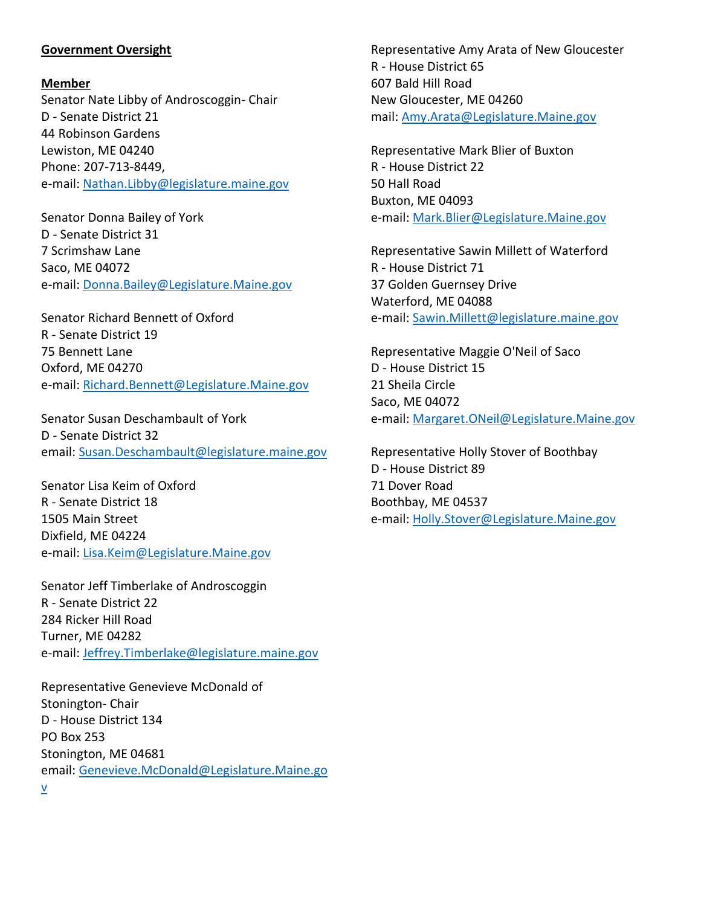**Government Oversight**

**Member**

Senator Nate Libby of Androscoggin- Chair
D - Senate District 21
44 Robinson Gardens
Lewiston, ME 04240
Phone: 207-713-8449,
e-mail: Nathan.Libby@legislature.maine.gov

Senator Donna Bailey of York
D - Senate District 31
7 Scrimshaw Lane
Saco, ME 04072
e-mail: Donna.Bailey@Legislature.Maine.gov

Senator Richard Bennett of Oxford
R - Senate District 19
75 Bennett Lane
Oxford, ME 04270
e-mail: Richard.Bennett@Legislature.Maine.gov

Senator Susan Deschambault of York
D - Senate District 32
email: Susan.Deschambault@legislature.maine.gov

Senator Lisa Keim of Oxford
R - Senate District 18
1505 Main Street
Dixfield, ME 04224
e-mail: Lisa.Keim@Legislature.Maine.gov

Senator Jeff Timberlake of Androscoggin
R - Senate District 22
284 Ricker Hill Road
Turner, ME 04282
e-mail: Jeffrey.Timberlake@legislature.maine.gov

Representative Genevieve McDonald of Stonington- Chair
D - House District 134
PO Box 253
Stonington, ME 04681
email: Genevieve.McDonald@Legislature.Maine.gov

Representative Amy Arata of New Gloucester
R - House District 65
607 Bald Hill Road
New Gloucester, ME 04260
mail: Amy.Arata@Legislature.Maine.gov

Representative Mark Blier of Buxton
R - House District 22
50 Hall Road
Buxton, ME 04093
e-mail: Mark.Blier@Legislature.Maine.gov

Representative Sawin Millett of Waterford
R - House District 71
37 Golden Guernsey Drive
Waterford, ME 04088
e-mail: Sawin.Millett@legislature.maine.gov

Representative Maggie O'Neil of Saco
D - House District 15
21 Sheila Circle
Saco, ME 04072
e-mail: Margaret.ONeil@Legislature.Maine.gov

Representative Holly Stover of Boothbay
D - House District 89
71 Dover Road
Boothbay, ME 04537
e-mail: Holly.Stover@Legislature.Maine.gov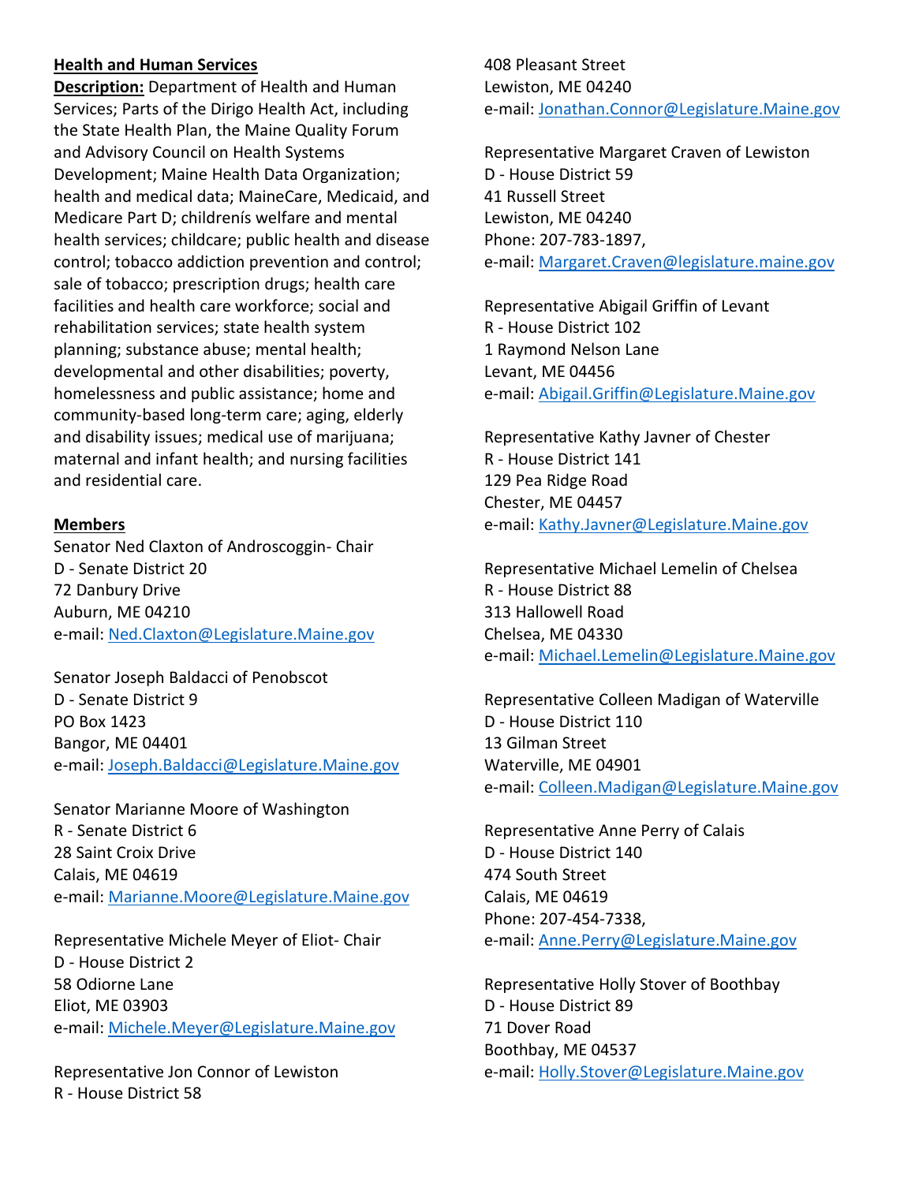**Health and Human Services**

**Description:** Department of Health and Human Services; Parts of the Dirigo Health Act, including the State Health Plan, the Maine Quality Forum and Advisory Council on Health Systems Development; Maine Health Data Organization; health and medical data; MaineCare, Medicaid, and Medicare Part D; childrenís welfare and mental health services; childcare; public health and disease control; tobacco addiction prevention and control; sale of tobacco; prescription drugs; health care facilities and health care workforce; social and rehabilitation services; state health system planning; substance abuse; mental health; developmental and other disabilities; poverty, homelessness and public assistance; home and community-based long-term care; aging, elderly and disability issues; medical use of marijuana; maternal and infant health; and nursing facilities and residential care.

**Members**

Senator Ned Claxton of Androscoggin- Chair
D - Senate District 20
72 Danbury Drive
Auburn, ME 04210
e-mail: Ned.Claxton@Legislature.Maine.gov

Senator Joseph Baldacci of Penobscot
D - Senate District 9
PO Box 1423
Bangor, ME 04401
e-mail: Joseph.Baldacci@Legislature.Maine.gov

Senator Marianne Moore of Washington
R - Senate District 6
28 Saint Croix Drive
Calais, ME 04619
e-mail: Marianne.Moore@Legislature.Maine.gov

Representative Michele Meyer of Eliot- Chair
D - House District 2
58 Odiorne Lane
Eliot, ME 03903
e-mail: Michele.Meyer@Legislature.Maine.gov

Representative Jon Connor of Lewiston
R - House District 58
408 Pleasant Street
Lewiston, ME 04240
e-mail: Jonathan.Connor@Legislature.Maine.gov

Representative Margaret Craven of Lewiston
D - House District 59
41 Russell Street
Lewiston, ME 04240
Phone: 207-783-1897,
e-mail: Margaret.Craven@legislature.maine.gov

Representative Abigail Griffin of Levant
R - House District 102
1 Raymond Nelson Lane
Levant, ME 04456
e-mail: Abigail.Griffin@Legislature.Maine.gov

Representative Kathy Javner of Chester
R - House District 141
129 Pea Ridge Road
Chester, ME 04457
e-mail: Kathy.Javner@Legislature.Maine.gov

Representative Michael Lemelin of Chelsea
R - House District 88
313 Hallowell Road
Chelsea, ME 04330
e-mail: Michael.Lemelin@Legislature.Maine.gov

Representative Colleen Madigan of Waterville
D - House District 110
13 Gilman Street
Waterville, ME 04901
e-mail: Colleen.Madigan@Legislature.Maine.gov

Representative Anne Perry of Calais
D - House District 140
474 South Street
Calais, ME 04619
Phone: 207-454-7338,
e-mail: Anne.Perry@Legislature.Maine.gov

Representative Holly Stover of Boothbay
D - House District 89
71 Dover Road
Boothbay, ME 04537
e-mail: Holly.Stover@Legislature.Maine.gov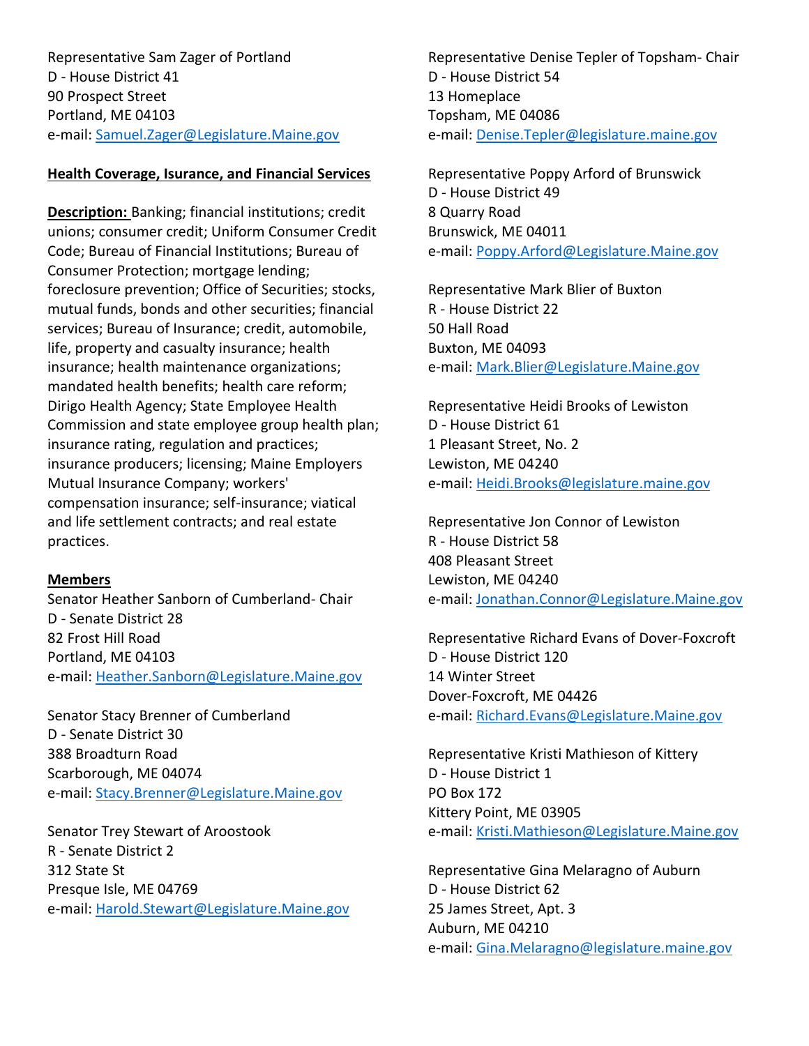Representative Sam Zager of Portland
D - House District 41
90 Prospect Street
Portland, ME 04103
e-mail: Samuel.Zager@Legislature.Maine.gov

**Health Coverage, Isurance, and Financial Services**

**Description:** Banking; financial institutions; credit unions; consumer credit; Uniform Consumer Credit Code; Bureau of Financial Institutions; Bureau of Consumer Protection; mortgage lending; foreclosure prevention; Office of Securities; stocks, mutual funds, bonds and other securities; financial services; Bureau of Insurance; credit, automobile, life, property and casualty insurance; health insurance; health maintenance organizations; mandated health benefits; health care reform; Dirigo Health Agency; State Employee Health Commission and state employee group health plan; insurance rating, regulation and practices; insurance producers; licensing; Maine Employers Mutual Insurance Company; workers' compensation insurance; self-insurance; viatical and life settlement contracts; and real estate practices.

**Members**

Senator Heather Sanborn of Cumberland- Chair
D - Senate District 28
82 Frost Hill Road
Portland, ME 04103
e-mail: Heather.Sanborn@Legislature.Maine.gov

Senator Stacy Brenner of Cumberland
D - Senate District 30
388 Broadturn Road
Scarborough, ME 04074
e-mail: Stacy.Brenner@Legislature.Maine.gov

Senator Trey Stewart of Aroostook
R - Senate District 2
312 State St
Presque Isle, ME 04769
e-mail: Harold.Stewart@Legislature.Maine.gov

Representative Denise Tepler of Topsham- Chair
D - House District 54
13 Homeplace
Topsham, ME 04086
e-mail: Denise.Tepler@legislature.maine.gov

Representative Poppy Arford of Brunswick
D - House District 49
8 Quarry Road
Brunswick, ME 04011
e-mail: Poppy.Arford@Legislature.Maine.gov

Representative Mark Blier of Buxton
R - House District 22
50 Hall Road
Buxton, ME 04093
e-mail: Mark.Blier@Legislature.Maine.gov

Representative Heidi Brooks of Lewiston
D - House District 61
1 Pleasant Street, No. 2
Lewiston, ME 04240
e-mail: Heidi.Brooks@legislature.maine.gov

Representative Jon Connor of Lewiston
R - House District 58
408 Pleasant Street
Lewiston, ME 04240
e-mail: Jonathan.Connor@Legislature.Maine.gov

Representative Richard Evans of Dover-Foxcroft
D - House District 120
14 Winter Street
Dover-Foxcroft, ME 04426
e-mail: Richard.Evans@Legislature.Maine.gov

Representative Kristi Mathieson of Kittery
D - House District 1
PO Box 172
Kittery Point, ME 03905
e-mail: Kristi.Mathieson@Legislature.Maine.gov

Representative Gina Melaragno of Auburn
D - House District 62
25 James Street, Apt. 3
Auburn, ME 04210
e-mail: Gina.Melaragno@legislature.maine.gov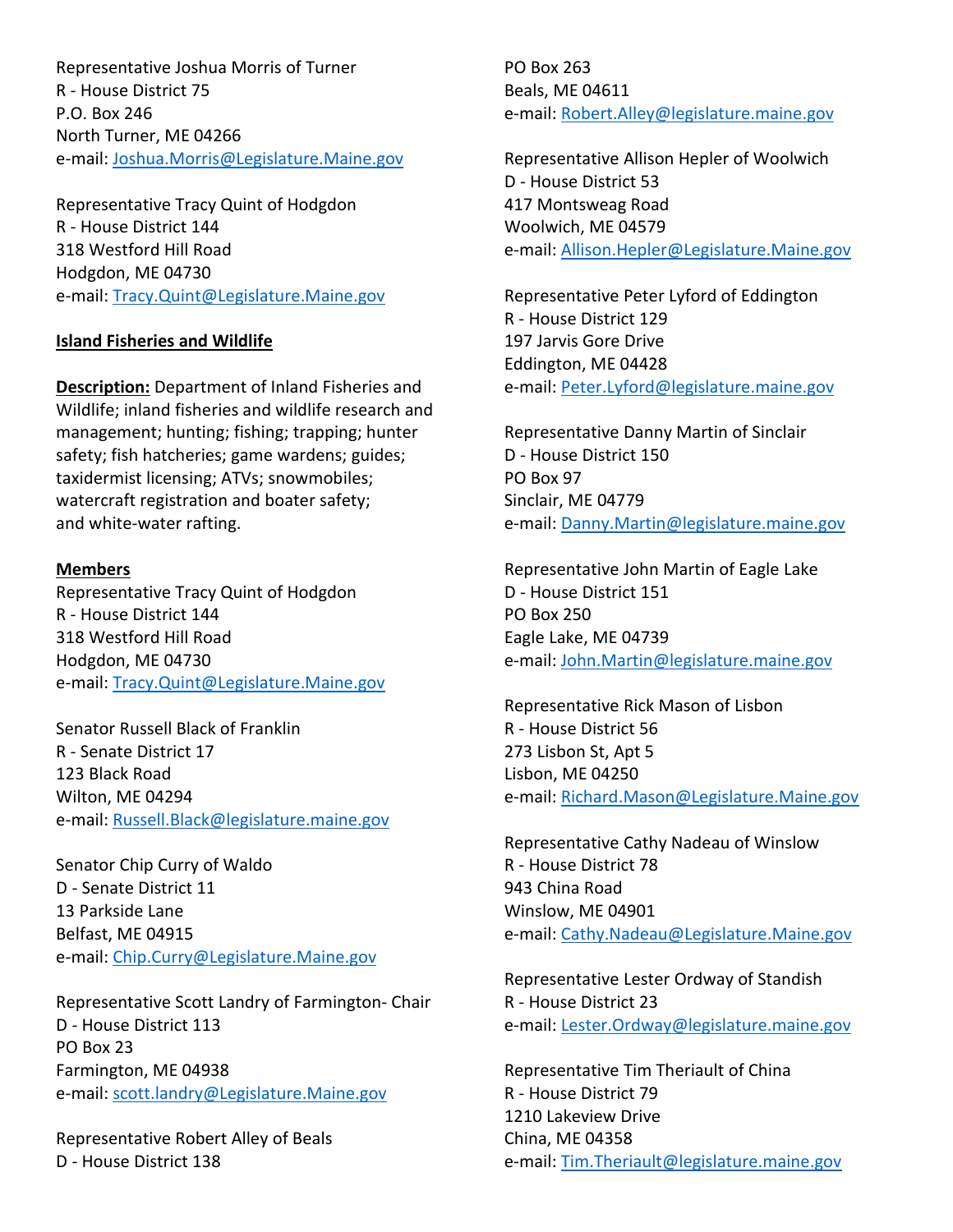Representative Joshua Morris of Turner
R - House District 75
P.O. Box 246
North Turner, ME 04266
e-mail: Joshua.Morris@Legislature.Maine.gov

Representative Tracy Quint of Hodgdon
R - House District 144
318 Westford Hill Road
Hodgdon, ME 04730
e-mail: Tracy.Quint@Legislature.Maine.gov

**Island Fisheries and Wildlife**

**Description:** Department of Inland Fisheries and Wildlife; inland fisheries and wildlife research and management; hunting; fishing; trapping; hunter safety; fish hatcheries; game wardens; guides; taxidermist licensing; ATVs; snowmobiles; watercraft registration and boater safety; and white-water rafting.

**Members**

Representative Tracy Quint of Hodgdon
R - House District 144
318 Westford Hill Road
Hodgdon, ME 04730
e-mail: Tracy.Quint@Legislature.Maine.gov

Senator Russell Black of Franklin
R - Senate District 17
123 Black Road
Wilton, ME 04294
e-mail: Russell.Black@legislature.maine.gov

Senator Chip Curry of Waldo
D - Senate District 11
13 Parkside Lane
Belfast, ME 04915
e-mail: Chip.Curry@Legislature.Maine.gov

Representative Scott Landry of Farmington- Chair
D - House District 113
PO Box 23
Farmington, ME 04938
e-mail: scott.landry@Legislature.Maine.gov

Representative Robert Alley of Beals
D - House District 138
PO Box 263
Beals, ME 04611
e-mail: Robert.Alley@legislature.maine.gov

Representative Allison Hepler of Woolwich
D - House District 53
417 Montsweag Road
Woolwich, ME 04579
e-mail: Allison.Hepler@Legislature.Maine.gov

Representative Peter Lyford of Eddington
R - House District 129
197 Jarvis Gore Drive
Eddington, ME 04428
e-mail: Peter.Lyford@legislature.maine.gov

Representative Danny Martin of Sinclair
D - House District 150
PO Box 97
Sinclair, ME 04779
e-mail: Danny.Martin@legislature.maine.gov

Representative John Martin of Eagle Lake
D - House District 151
PO Box 250
Eagle Lake, ME 04739
e-mail: John.Martin@legislature.maine.gov

Representative Rick Mason of Lisbon
R - House District 56
273 Lisbon St, Apt 5
Lisbon, ME 04250
e-mail: Richard.Mason@Legislature.Maine.gov

Representative Cathy Nadeau of Winslow
R - House District 78
943 China Road
Winslow, ME 04901
e-mail: Cathy.Nadeau@Legislature.Maine.gov

Representative Lester Ordway of Standish
R - House District 23
e-mail: Lester.Ordway@legislature.maine.gov

Representative Tim Theriault of China
R - House District 79
1210 Lakeview Drive
China, ME 04358
e-mail: Tim.Theriault@legislature.maine.gov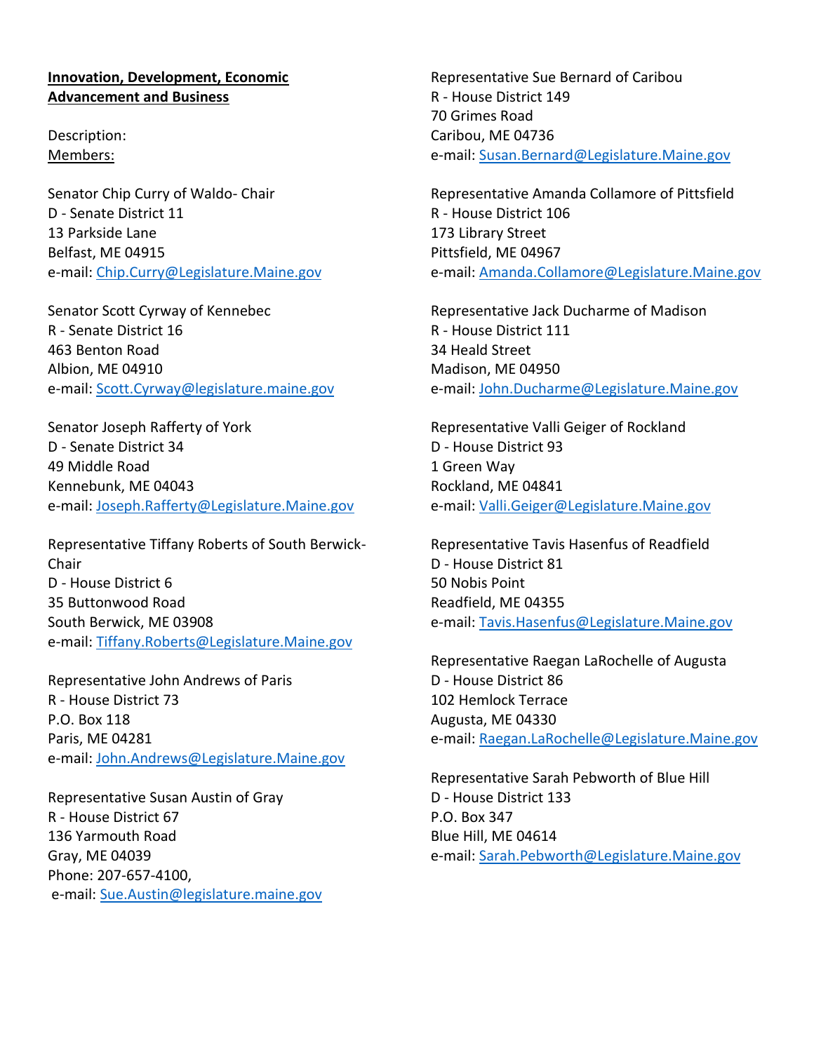**Innovation, Development, Economic Advancement and Business**

Description:

Members:

Senator Chip Curry of Waldo- Chair
D - Senate District 11
13 Parkside Lane
Belfast, ME 04915
e-mail: Chip.Curry@Legislature.Maine.gov

Senator Scott Cyrway of Kennebec
R - Senate District 16
463 Benton Road
Albion, ME 04910
e-mail: Scott.Cyrway@legislature.maine.gov

Senator Joseph Rafferty of York
D - Senate District 34
49 Middle Road
Kennebunk, ME 04043
e-mail: Joseph.Rafferty@Legislature.Maine.gov

Representative Tiffany Roberts of South Berwick-Chair
D - House District 6
35 Buttonwood Road
South Berwick, ME 03908
e-mail: Tiffany.Roberts@Legislature.Maine.gov

Representative John Andrews of Paris
R - House District 73
P.O. Box 118
Paris, ME 04281
e-mail: John.Andrews@Legislature.Maine.gov

Representative Susan Austin of Gray
R - House District 67
136 Yarmouth Road
Gray, ME 04039
Phone: 207-657-4100,
e-mail: Sue.Austin@legislature.maine.gov

Representative Sue Bernard of Caribou
R - House District 149
70 Grimes Road
Caribou, ME 04736
e-mail: Susan.Bernard@Legislature.Maine.gov

Representative Amanda Collamore of Pittsfield
R - House District 106
173 Library Street
Pittsfield, ME 04967
e-mail: Amanda.Collamore@Legislature.Maine.gov

Representative Jack Ducharme of Madison
R - House District 111
34 Heald Street
Madison, ME 04950
e-mail: John.Ducharme@Legislature.Maine.gov

Representative Valli Geiger of Rockland
D - House District 93
1 Green Way
Rockland, ME 04841
e-mail: Valli.Geiger@Legislature.Maine.gov

Representative Tavis Hasenfus of Readfield
D - House District 81
50 Nobis Point
Readfield, ME 04355
e-mail: Tavis.Hasenfus@Legislature.Maine.gov

Representative Raegan LaRochelle of Augusta
D - House District 86
102 Hemlock Terrace
Augusta, ME 04330
e-mail: Raegan.LaRochelle@Legislature.Maine.gov

Representative Sarah Pebworth of Blue Hill
D - House District 133
P.O. Box 347
Blue Hill, ME 04614
e-mail: Sarah.Pebworth@Legislature.Maine.gov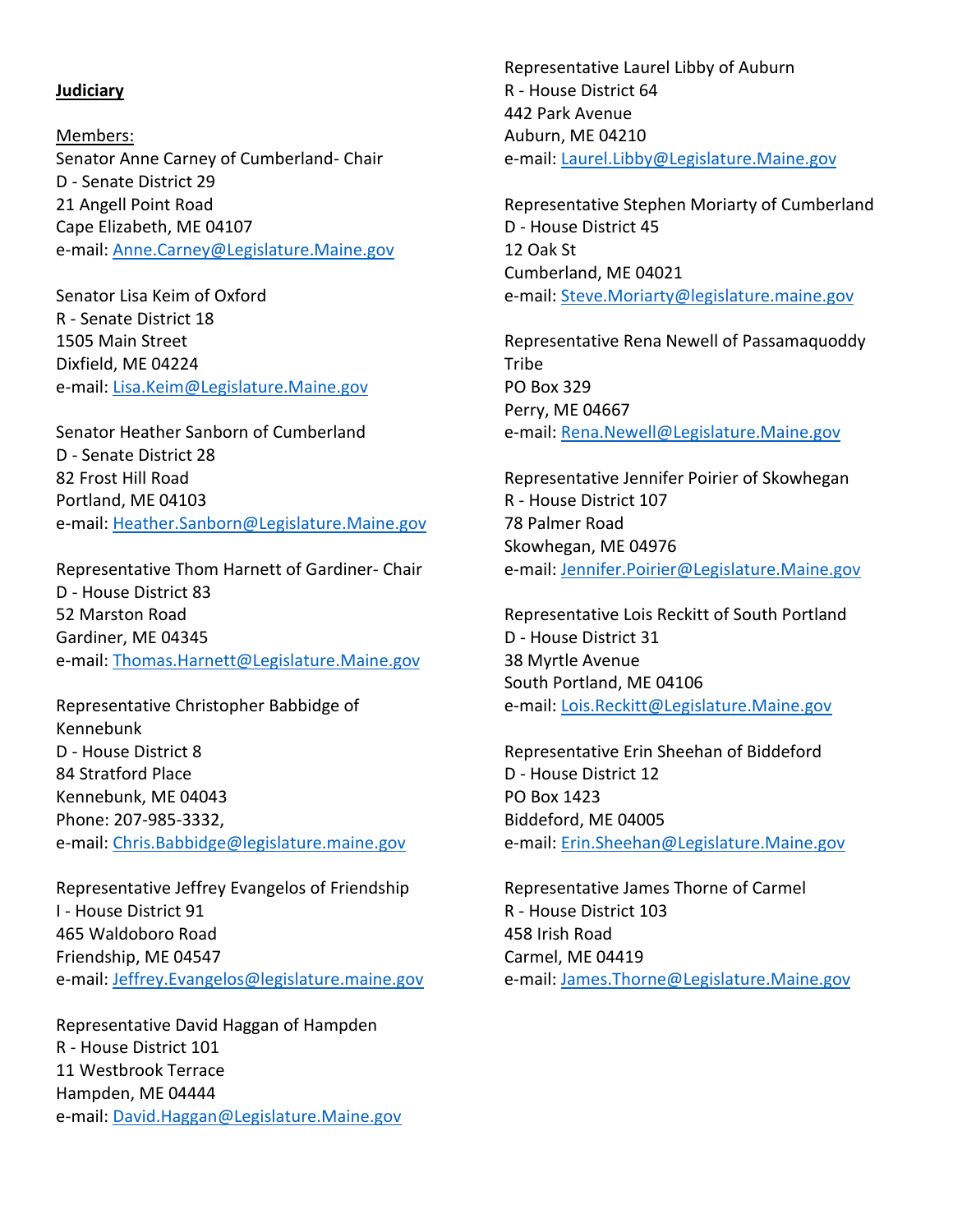**Judiciary**

Members:

Senator Anne Carney of Cumberland- Chair
D - Senate District 29
21 Angell Point Road
Cape Elizabeth, ME 04107
e-mail: Anne.Carney@Legislature.Maine.gov

Senator Lisa Keim of Oxford
R - Senate District 18
1505 Main Street
Dixfield, ME 04224
e-mail: Lisa.Keim@Legislature.Maine.gov

Senator Heather Sanborn of Cumberland
D - Senate District 28
82 Frost Hill Road
Portland, ME 04103
e-mail: Heather.Sanborn@Legislature.Maine.gov

Representative Thom Harnett of Gardiner- Chair
D - House District 83
52 Marston Road
Gardiner, ME 04345
e-mail: Thomas.Harnett@Legislature.Maine.gov

Representative Christopher Babbidge of Kennebunk
D - House District 8
84 Stratford Place
Kennebunk, ME 04043
Phone: 207-985-3332,
e-mail: Chris.Babbidge@legislature.maine.gov

Representative Jeffrey Evangelos of Friendship
I - House District 91
465 Waldoboro Road
Friendship, ME 04547
e-mail: Jeffrey.Evangelos@legislature.maine.gov

Representative David Haggan of Hampden
R - House District 101
11 Westbrook Terrace
Hampden, ME 04444
e-mail: David.Haggan@Legislature.Maine.gov

Representative Laurel Libby of Auburn
R - House District 64
442 Park Avenue
Auburn, ME 04210
e-mail: Laurel.Libby@Legislature.Maine.gov

Representative Stephen Moriarty of Cumberland
D - House District 45
12 Oak St
Cumberland, ME 04021
e-mail: Steve.Moriarty@legislature.maine.gov

Representative Rena Newell of Passamaquoddy Tribe
PO Box 329
Perry, ME 04667
e-mail: Rena.Newell@Legislature.Maine.gov

Representative Jennifer Poirier of Skowhegan
R - House District 107
78 Palmer Road
Skowhegan, ME 04976
e-mail: Jennifer.Poirier@Legislature.Maine.gov

Representative Lois Reckitt of South Portland
D - House District 31
38 Myrtle Avenue
South Portland, ME 04106
e-mail: Lois.Reckitt@Legislature.Maine.gov

Representative Erin Sheehan of Biddeford
D - House District 12
PO Box 1423
Biddeford, ME 04005
e-mail: Erin.Sheehan@Legislature.Maine.gov

Representative James Thorne of Carmel
R - House District 103
458 Irish Road
Carmel, ME 04419
e-mail: James.Thorne@Legislature.Maine.gov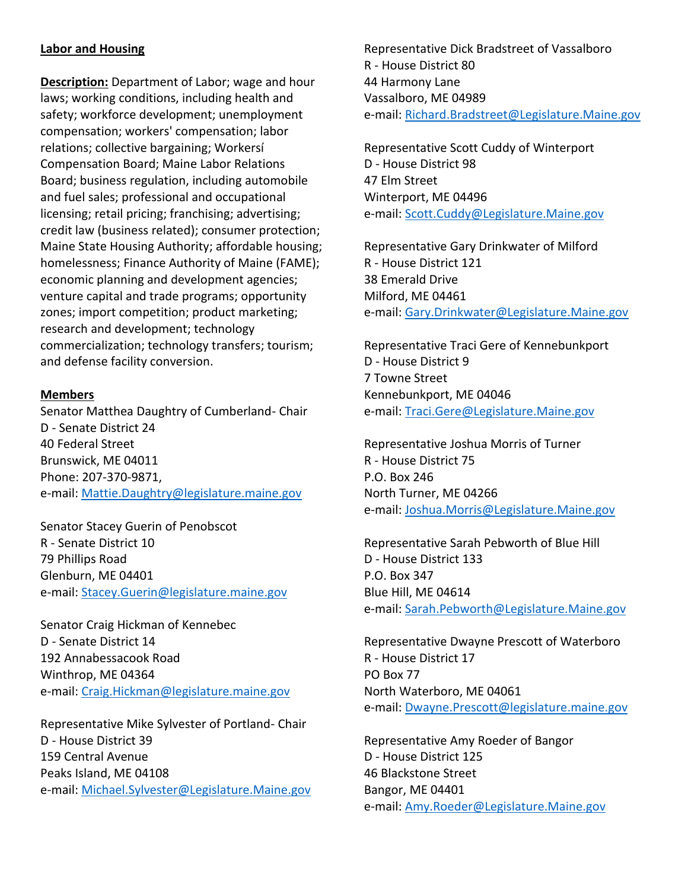**Labor and Housing**

**Description:** Department of Labor; wage and hour laws; working conditions, including health and safety; workforce development; unemployment compensation; workers' compensation; labor relations; collective bargaining; Workersí Compensation Board; Maine Labor Relations Board; business regulation, including automobile and fuel sales; professional and occupational licensing; retail pricing; franchising; advertising; credit law (business related); consumer protection; Maine State Housing Authority; affordable housing; homelessness; Finance Authority of Maine (FAME); economic planning and development agencies; venture capital and trade programs; opportunity zones; import competition; product marketing; research and development; technology commercialization; technology transfers; tourism; and defense facility conversion.

**Members**

Senator Matthea Daughtry of Cumberland- Chair
D - Senate District 24
40 Federal Street
Brunswick, ME 04011
Phone: 207-370-9871,
e-mail: Mattie.Daughtry@legislature.maine.gov

Senator Stacey Guerin of Penobscot
R - Senate District 10
79 Phillips Road
Glenburn, ME 04401
e-mail: Stacey.Guerin@legislature.maine.gov

Senator Craig Hickman of Kennebec
D - Senate District 14
192 Annabessacook Road
Winthrop, ME 04364
e-mail: Craig.Hickman@legislature.maine.gov

Representative Mike Sylvester of Portland- Chair
D - House District 39
159 Central Avenue
Peaks Island, ME 04108
e-mail: Michael.Sylvester@Legislature.Maine.gov

Representative Dick Bradstreet of Vassalboro
R - House District 80
44 Harmony Lane
Vassalboro, ME 04989
e-mail: Richard.Bradstreet@Legislature.Maine.gov

Representative Scott Cuddy of Winterport
D - House District 98
47 Elm Street
Winterport, ME 04496
e-mail: Scott.Cuddy@Legislature.Maine.gov

Representative Gary Drinkwater of Milford
R - House District 121
38 Emerald Drive
Milford, ME 04461
e-mail: Gary.Drinkwater@Legislature.Maine.gov

Representative Traci Gere of Kennebunkport
D - House District 9
7 Towne Street
Kennebunkport, ME 04046
e-mail: Traci.Gere@Legislature.Maine.gov

Representative Joshua Morris of Turner
R - House District 75
P.O. Box 246
North Turner, ME 04266
e-mail: Joshua.Morris@Legislature.Maine.gov

Representative Sarah Pebworth of Blue Hill
D - House District 133
P.O. Box 347
Blue Hill, ME 04614
e-mail: Sarah.Pebworth@Legislature.Maine.gov

Representative Dwayne Prescott of Waterboro
R - House District 17
PO Box 77
North Waterboro, ME 04061
e-mail: Dwayne.Prescott@legislature.maine.gov

Representative Amy Roeder of Bangor
D - House District 125
46 Blackstone Street
Bangor, ME 04401
e-mail: Amy.Roeder@Legislature.Maine.gov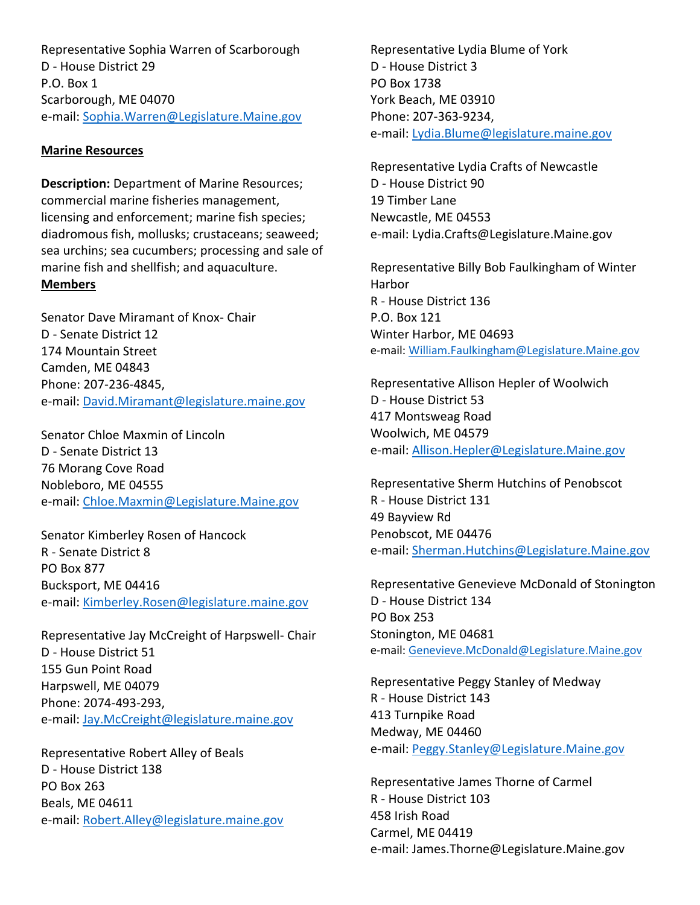Representative Sophia Warren of Scarborough
D - House District 29
P.O. Box 1
Scarborough, ME 04070
e-mail: Sophia.Warren@Legislature.Maine.gov

**Marine Resources**

**Description:** Department of Marine Resources; commercial marine fisheries management, licensing and enforcement; marine fish species; diadromous fish, mollusks; crustaceans; seaweed; sea urchins; sea cucumbers; processing and sale of marine fish and shellfish; and aquaculture.

**Members**

Senator Dave Miramant of Knox- Chair
D - Senate District 12
174 Mountain Street
Camden, ME 04843
Phone: 207-236-4845,
e-mail: David.Miramant@legislature.maine.gov

Senator Chloe Maxmin of Lincoln
D - Senate District 13
76 Morang Cove Road
Nobleboro, ME 04555
e-mail: Chloe.Maxmin@Legislature.Maine.gov

Senator Kimberley Rosen of Hancock
R - Senate District 8
PO Box 877
Bucksport, ME 04416
e-mail: Kimberley.Rosen@legislature.maine.gov

Representative Jay McCreight of Harpswell- Chair
D - House District 51
155 Gun Point Road
Harpswell, ME 04079
Phone: 2074-493-293,
e-mail: Jay.McCreight@legislature.maine.gov

Representative Robert Alley of Beals
D - House District 138
PO Box 263
Beals, ME 04611
e-mail: Robert.Alley@legislature.maine.gov

Representative Lydia Blume of York
D - House District 3
PO Box 1738
York Beach, ME 03910
Phone: 207-363-9234,
e-mail: Lydia.Blume@legislature.maine.gov

Representative Lydia Crafts of Newcastle
D - House District 90
19 Timber Lane
Newcastle, ME 04553
e-mail: Lydia.Crafts@Legislature.Maine.gov

Representative Billy Bob Faulkingham of Winter Harbor
R - House District 136
P.O. Box 121
Winter Harbor, ME 04693
e-mail: William.Faulkingham@Legislature.Maine.gov

Representative Allison Hepler of Woolwich
D - House District 53
417 Montsweag Road
Woolwich, ME 04579
e-mail: Allison.Hepler@Legislature.Maine.gov

Representative Sherm Hutchins of Penobscot
R - House District 131
49 Bayview Rd
Penobscot, ME 04476
e-mail: Sherman.Hutchins@Legislature.Maine.gov

Representative Genevieve McDonald of Stonington
D - House District 134
PO Box 253
Stonington, ME 04681
e-mail: Genevieve.McDonald@Legislature.Maine.gov

Representative Peggy Stanley of Medway
R - House District 143
413 Turnpike Road
Medway, ME 04460
e-mail: Peggy.Stanley@Legislature.Maine.gov

Representative James Thorne of Carmel
R - House District 103
458 Irish Road
Carmel, ME 04419
e-mail: James.Thorne@Legislature.Maine.gov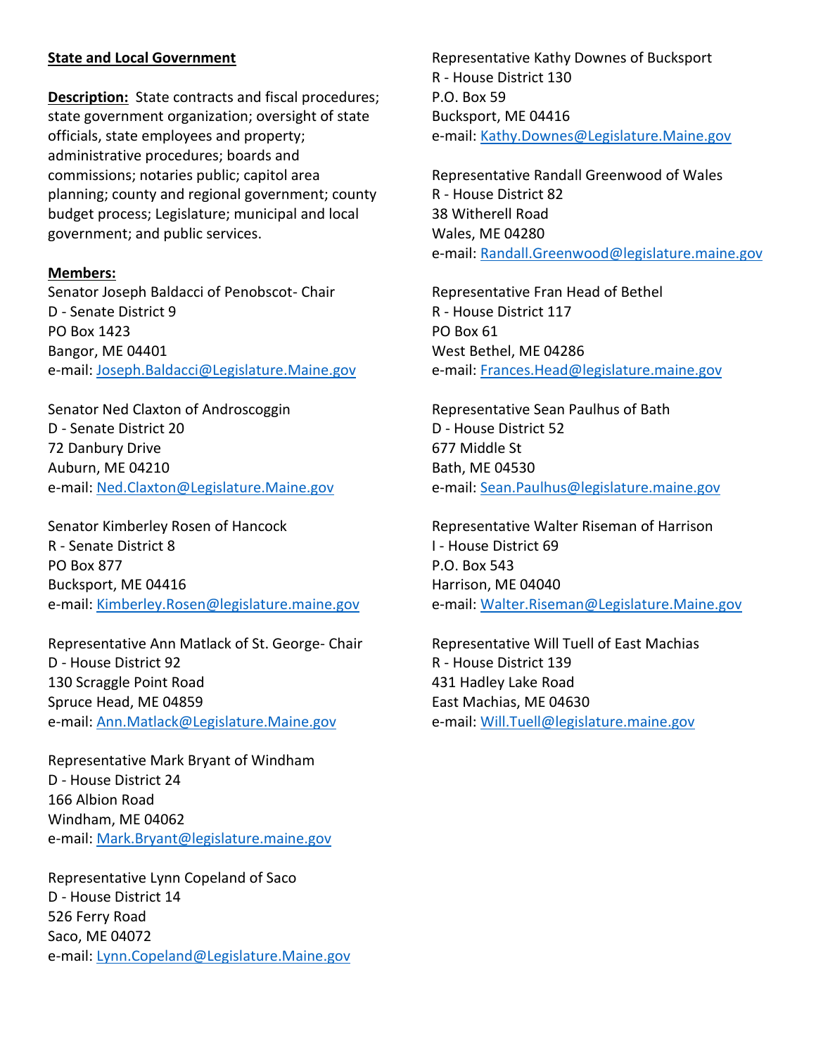**State and Local Government**

**Description:** State contracts and fiscal procedures; state government organization; oversight of state officials, state employees and property; administrative procedures; boards and commissions; notaries public; capitol area planning; county and regional government; county budget process; Legislature; municipal and local government; and public services.

**Members:**

Senator Joseph Baldacci of Penobscot- Chair
D - Senate District 9
PO Box 1423
Bangor, ME 04401
e-mail: Joseph.Baldacci@Legislature.Maine.gov

Senator Ned Claxton of Androscoggin
D - Senate District 20
72 Danbury Drive
Auburn, ME 04210
e-mail: Ned.Claxton@Legislature.Maine.gov

Senator Kimberley Rosen of Hancock
R - Senate District 8
PO Box 877
Bucksport, ME 04416
e-mail: Kimberley.Rosen@legislature.maine.gov

Representative Ann Matlack of St. George- Chair
D - House District 92
130 Scraggle Point Road
Spruce Head, ME 04859
e-mail: Ann.Matlack@Legislature.Maine.gov

Representative Mark Bryant of Windham
D - House District 24
166 Albion Road
Windham, ME 04062
e-mail: Mark.Bryant@legislature.maine.gov

Representative Lynn Copeland of Saco
D - House District 14
526 Ferry Road
Saco, ME 04072
e-mail: Lynn.Copeland@Legislature.Maine.gov

Representative Kathy Downes of Bucksport
R - House District 130
P.O. Box 59
Bucksport, ME 04416
e-mail: Kathy.Downes@Legislature.Maine.gov

Representative Randall Greenwood of Wales
R - House District 82
38 Witherell Road
Wales, ME 04280
e-mail: Randall.Greenwood@legislature.maine.gov

Representative Fran Head of Bethel
R - House District 117
PO Box 61
West Bethel, ME 04286
e-mail: Frances.Head@legislature.maine.gov

Representative Sean Paulhus of Bath
D - House District 52
677 Middle St
Bath, ME 04530
e-mail: Sean.Paulhus@legislature.maine.gov

Representative Walter Riseman of Harrison
I - House District 69
P.O. Box 543
Harrison, ME 04040
e-mail: Walter.Riseman@Legislature.Maine.gov

Representative Will Tuell of East Machias
R - House District 139
431 Hadley Lake Road
East Machias, ME 04630
e-mail: Will.Tuell@legislature.maine.gov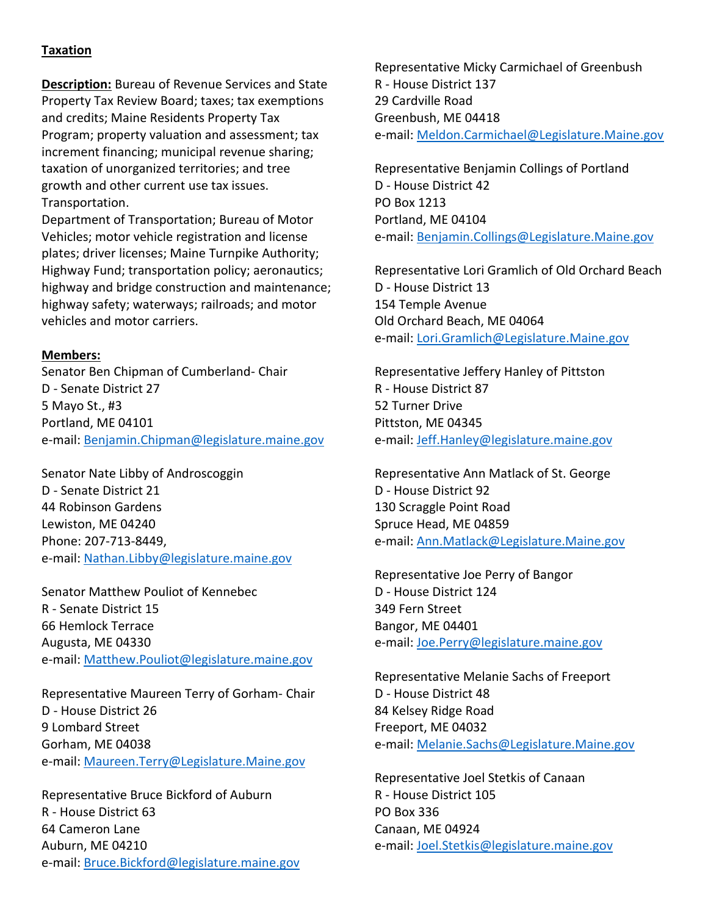**Taxation**

**Description:** Bureau of Revenue Services and State Property Tax Review Board; taxes; tax exemptions and credits; Maine Residents Property Tax Program; property valuation and assessment; tax increment financing; municipal revenue sharing; taxation of unorganized territories; and tree growth and other current use tax issues. Transportation.
Department of Transportation; Bureau of Motor Vehicles; motor vehicle registration and license plates; driver licenses; Maine Turnpike Authority; Highway Fund; transportation policy; aeronautics; highway and bridge construction and maintenance; highway safety; waterways; railroads; and motor vehicles and motor carriers.

**Members:**

Senator Ben Chipman of Cumberland- Chair
D - Senate District 27
5 Mayo St., #3
Portland, ME 04101
e-mail: Benjamin.Chipman@legislature.maine.gov

Senator Nate Libby of Androscoggin
D - Senate District 21
44 Robinson Gardens
Lewiston, ME 04240
Phone: 207-713-8449,
e-mail: Nathan.Libby@legislature.maine.gov

Senator Matthew Pouliot of Kennebec
R - Senate District 15
66 Hemlock Terrace
Augusta, ME 04330
e-mail: Matthew.Pouliot@legislature.maine.gov

Representative Maureen Terry of Gorham- Chair
D - House District 26
9 Lombard Street
Gorham, ME 04038
e-mail: Maureen.Terry@Legislature.Maine.gov

Representative Bruce Bickford of Auburn
R - House District 63
64 Cameron Lane
Auburn, ME 04210
e-mail: Bruce.Bickford@legislature.maine.gov

Representative Micky Carmichael of Greenbush
R - House District 137
29 Cardville Road
Greenbush, ME 04418
e-mail: Meldon.Carmichael@Legislature.Maine.gov

Representative Benjamin Collings of Portland
D - House District 42
PO Box 1213
Portland, ME 04104
e-mail: Benjamin.Collings@Legislature.Maine.gov

Representative Lori Gramlich of Old Orchard Beach
D - House District 13
154 Temple Avenue
Old Orchard Beach, ME 04064
e-mail: Lori.Gramlich@Legislature.Maine.gov

Representative Jeffery Hanley of Pittston
R - House District 87
52 Turner Drive
Pittston, ME 04345
e-mail: Jeff.Hanley@legislature.maine.gov

Representative Ann Matlack of St. George
D - House District 92
130 Scraggle Point Road
Spruce Head, ME 04859
e-mail: Ann.Matlack@Legislature.Maine.gov

Representative Joe Perry of Bangor
D - House District 124
349 Fern Street
Bangor, ME 04401
e-mail: Joe.Perry@legislature.maine.gov

Representative Melanie Sachs of Freeport
D - House District 48
84 Kelsey Ridge Road
Freeport, ME 04032
e-mail: Melanie.Sachs@Legislature.Maine.gov

Representative Joel Stetkis of Canaan
R - House District 105
PO Box 336
Canaan, ME 04924
e-mail: Joel.Stetkis@legislature.maine.gov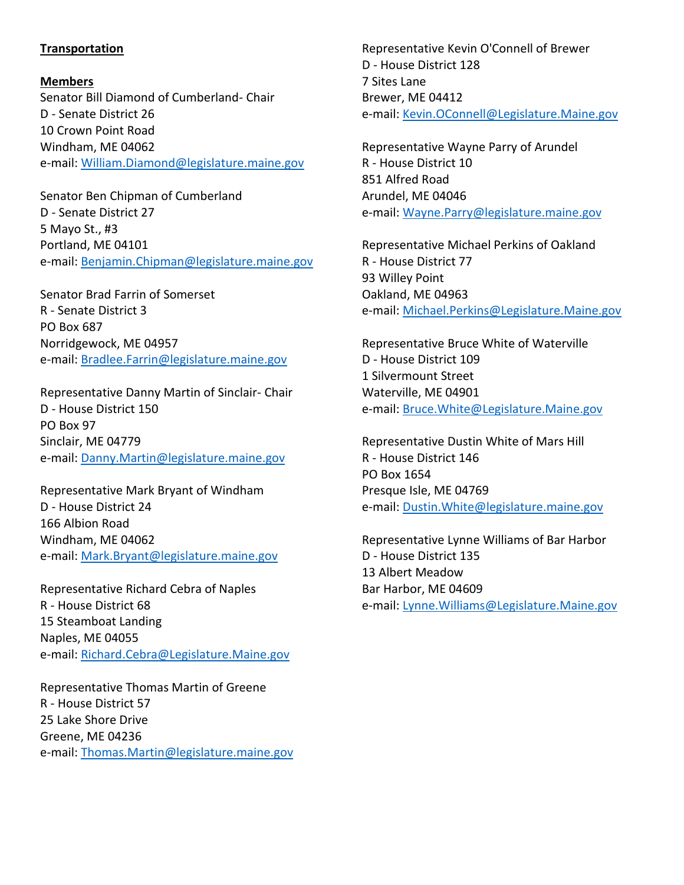**Transportation**

**Members**

Senator Bill Diamond of Cumberland- Chair
D - Senate District 26
10 Crown Point Road
Windham, ME 04062
e-mail: William.Diamond@legislature.maine.gov

Senator Ben Chipman of Cumberland
D - Senate District 27
5 Mayo St., #3
Portland, ME 04101
e-mail: Benjamin.Chipman@legislature.maine.gov

Senator Brad Farrin of Somerset
R - Senate District 3
PO Box 687
Norridgewock, ME 04957
e-mail: Bradlee.Farrin@legislature.maine.gov

Representative Danny Martin of Sinclair- Chair
D - House District 150
PO Box 97
Sinclair, ME 04779
e-mail: Danny.Martin@legislature.maine.gov

Representative Mark Bryant of Windham
D - House District 24
166 Albion Road
Windham, ME 04062
e-mail: Mark.Bryant@legislature.maine.gov

Representative Richard Cebra of Naples
R - House District 68
15 Steamboat Landing
Naples, ME 04055
e-mail: Richard.Cebra@Legislature.Maine.gov

Representative Thomas Martin of Greene
R - House District 57
25 Lake Shore Drive
Greene, ME 04236
e-mail: Thomas.Martin@legislature.maine.gov

Representative Kevin O'Connell of Brewer
D - House District 128
7 Sites Lane
Brewer, ME 04412
e-mail: Kevin.OConnell@Legislature.Maine.gov

Representative Wayne Parry of Arundel
R - House District 10
851 Alfred Road
Arundel, ME 04046
e-mail: Wayne.Parry@legislature.maine.gov

Representative Michael Perkins of Oakland
R - House District 77
93 Willey Point
Oakland, ME 04963
e-mail: Michael.Perkins@Legislature.Maine.gov

Representative Bruce White of Waterville
D - House District 109
1 Silvermount Street
Waterville, ME 04901
e-mail: Bruce.White@Legislature.Maine.gov

Representative Dustin White of Mars Hill
R - House District 146
PO Box 1654
Presque Isle, ME 04769
e-mail: Dustin.White@legislature.maine.gov

Representative Lynne Williams of Bar Harbor
D - House District 135
13 Albert Meadow
Bar Harbor, ME 04609
e-mail: Lynne.Williams@Legislature.Maine.gov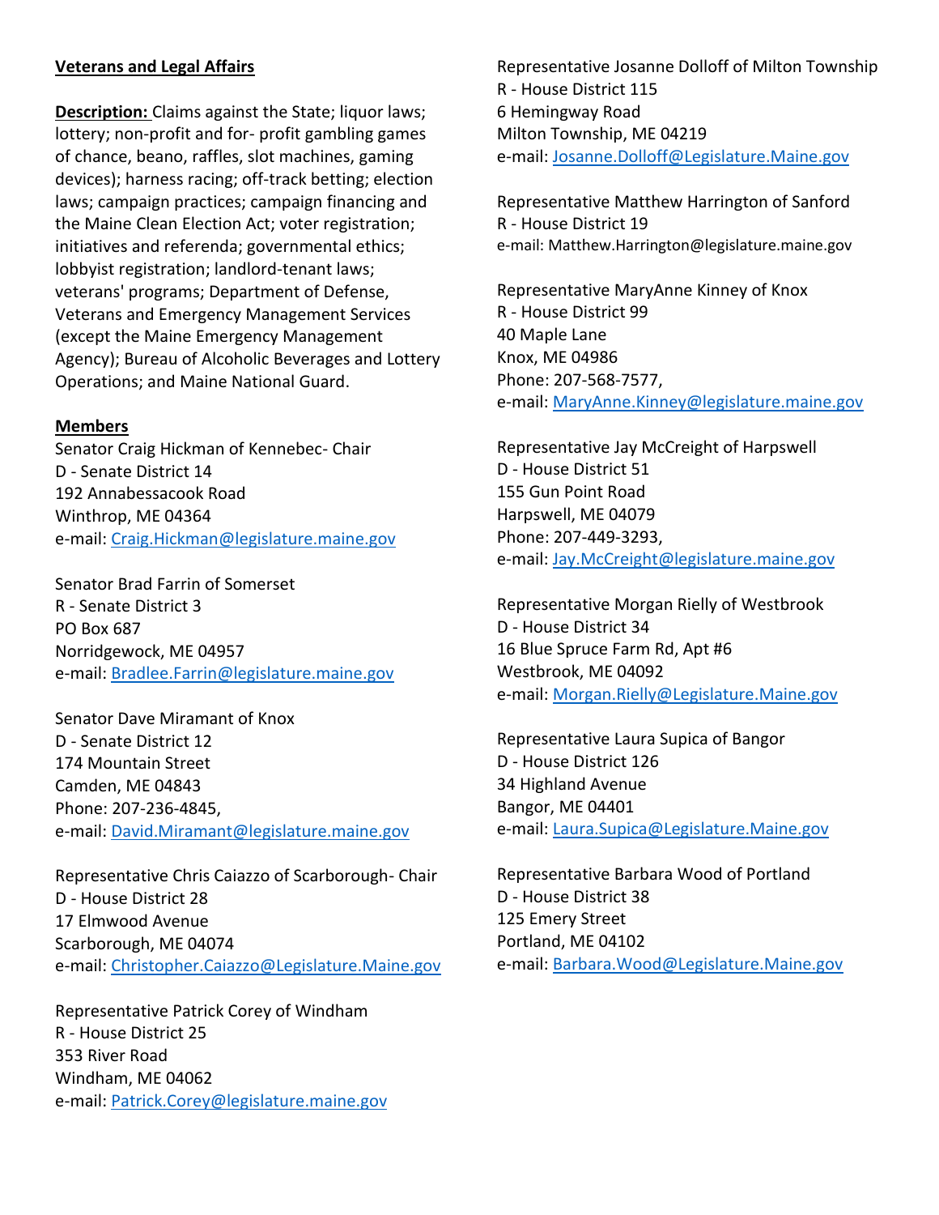**Veterans and Legal Affairs**

**Description:** Claims against the State; liquor laws; lottery; non-profit and for- profit gambling games of chance, beano, raffles, slot machines, gaming devices); harness racing; off-track betting; election laws; campaign practices; campaign financing and the Maine Clean Election Act; voter registration; initiatives and referenda; governmental ethics; lobbyist registration; landlord-tenant laws; veterans' programs; Department of Defense, Veterans and Emergency Management Services (except the Maine Emergency Management Agency); Bureau of Alcoholic Beverages and Lottery Operations; and Maine National Guard.

**Members**

Senator Craig Hickman of Kennebec- Chair
D - Senate District 14
192 Annabessacook Road
Winthrop, ME 04364
e-mail: Craig.Hickman@legislature.maine.gov

Senator Brad Farrin of Somerset
R - Senate District 3
PO Box 687
Norridgewock, ME 04957
e-mail: Bradlee.Farrin@legislature.maine.gov

Senator Dave Miramant of Knox
D - Senate District 12
174 Mountain Street
Camden, ME 04843
Phone: 207-236-4845,
e-mail: David.Miramant@legislature.maine.gov

Representative Chris Caiazzo of Scarborough- Chair
D - House District 28
17 Elmwood Avenue
Scarborough, ME 04074
e-mail: Christopher.Caiazzo@Legislature.Maine.gov

Representative Patrick Corey of Windham
R - House District 25
353 River Road
Windham, ME 04062
e-mail: Patrick.Corey@legislature.maine.gov

Representative Josanne Dolloff of Milton Township
R - House District 115
6 Hemingway Road
Milton Township, ME 04219
e-mail: Josanne.Dolloff@Legislature.Maine.gov

Representative Matthew Harrington of Sanford
R - House District 19
e-mail: Matthew.Harrington@legislature.maine.gov

Representative MaryAnne Kinney of Knox
R - House District 99
40 Maple Lane
Knox, ME 04986
Phone: 207-568-7577,
e-mail: MaryAnne.Kinney@legislature.maine.gov

Representative Jay McCreight of Harpswell
D - House District 51
155 Gun Point Road
Harpswell, ME 04079
Phone: 207-449-3293,
e-mail: Jay.McCreight@legislature.maine.gov

Representative Morgan Rielly of Westbrook
D - House District 34
16 Blue Spruce Farm Rd, Apt #6
Westbrook, ME 04092
e-mail: Morgan.Rielly@Legislature.Maine.gov

Representative Laura Supica of Bangor
D - House District 126
34 Highland Avenue
Bangor, ME 04401
e-mail: Laura.Supica@Legislature.Maine.gov

Representative Barbara Wood of Portland
D - House District 38
125 Emery Street
Portland, ME 04102
e-mail: Barbara.Wood@Legislature.Maine.gov